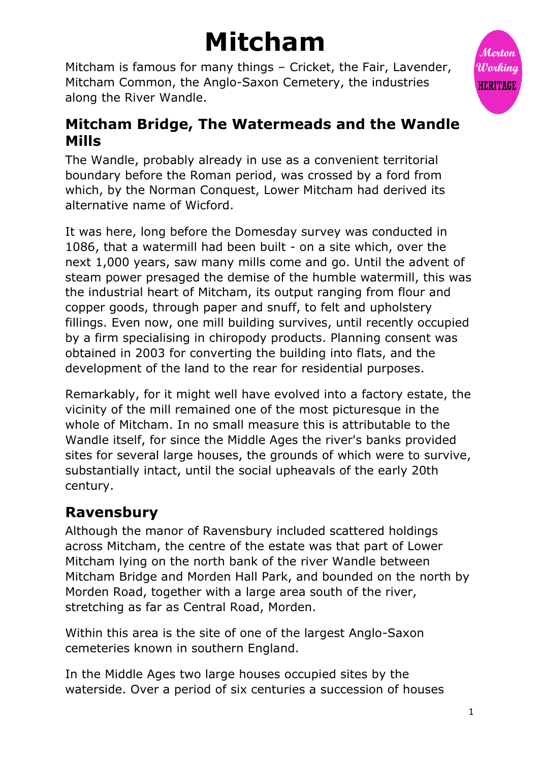# Mitcham

Mitcham is famous for many things – Cricket, the Fair, Lavender, Mitcham Common, the Anglo-Saxon Cemetery, the industries along the River Wandle.

## Mitcham Bridge, The Watermeads and the Wandle Mills

The Wandle, probably already in use as a convenient territorial boundary before the Roman period, was crossed by a ford from which, by the Norman Conquest, Lower Mitcham had derived its alternative name of Wicford.

It was here, long before the Domesday survey was conducted in 1086, that a watermill had been built - on a site which, over the next 1,000 years, saw many mills come and go. Until the advent of steam power presaged the demise of the humble watermill, this was the industrial heart of Mitcham, its output ranging from flour and copper goods, through paper and snuff, to felt and upholstery fillings. Even now, one mill building survives, until recently occupied by a firm specialising in chiropody products. Planning consent was obtained in 2003 for converting the building into flats, and the development of the land to the rear for residential purposes.

Remarkably, for it might well have evolved into a factory estate, the vicinity of the mill remained one of the most picturesque in the whole of Mitcham. In no small measure this is attributable to the Wandle itself, for since the Middle Ages the river's banks provided sites for several large houses, the grounds of which were to survive, substantially intact, until the social upheavals of the early 20th century.

## Ravensbury

Although the manor of Ravensbury included scattered holdings across Mitcham, the centre of the estate was that part of Lower Mitcham lying on the north bank of the river Wandle between Mitcham Bridge and Morden Hall Park, and bounded on the north by Morden Road, together with a large area south of the river, stretching as far as Central Road, Morden.

Within this area is the site of one of the largest Anglo-Saxon cemeteries known in southern England.

In the Middle Ages two large houses occupied sites by the waterside. Over a period of six centuries a succession of houses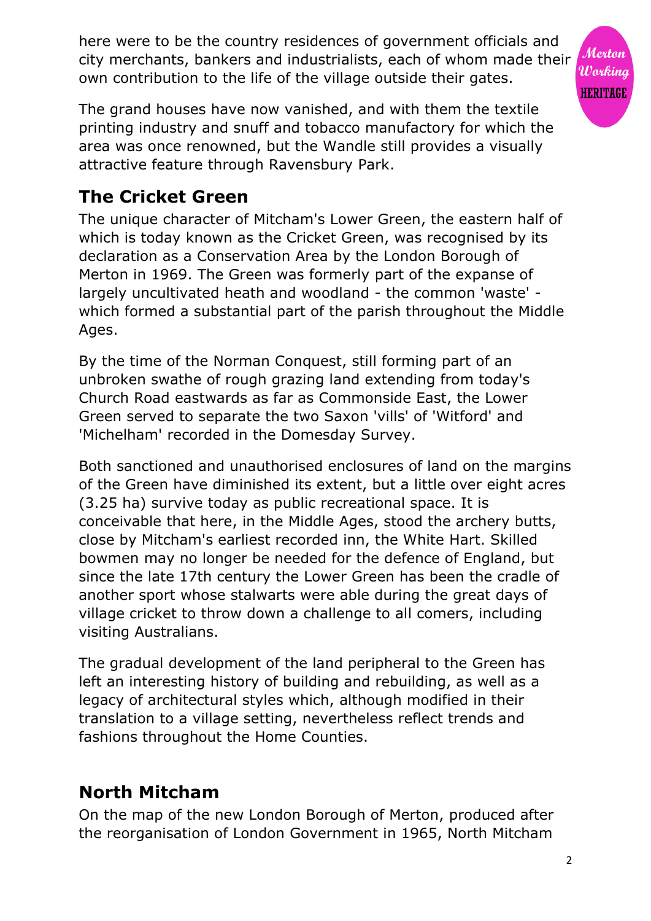here were to be the country residences of government officials and city merchants, bankers and industrialists, each of whom made their own contribution to the life of the village outside their gates.

The grand houses have now vanished, and with them the textile printing industry and snuff and tobacco manufactory for which the area was once renowned, but the Wandle still provides a visually attractive feature through Ravensbury Park.

## The Cricket Green

The unique character of Mitcham's Lower Green, the eastern half of which is today known as the Cricket Green, was recognised by its declaration as a Conservation Area by the London Borough of Merton in 1969. The Green was formerly part of the expanse of largely uncultivated heath and woodland - the common 'waste' - which formed a substantial part of the parish throughout the Middle Ages.

By the time of the Norman Conquest, still forming part of an unbroken swathe of rough grazing land extending from today's Church Road eastwards as far as Commonside East, the Lower Green served to separate the two Saxon 'vills' of 'Witford' and 'Michelham' recorded in the Domesday Survey.

Both sanctioned and unauthorised enclosures of land on the margins of the Green have diminished its extent, but a little over eight acres (3.25 ha) survive today as public recreational space. It is conceivable that here, in the Middle Ages, stood the archery butts, close by Mitcham's earliest recorded inn, the White Hart. Skilled bowmen may no longer be needed for the defence of England, but since the late 17th century the Lower Green has been the cradle of another sport whose stalwarts were able during the great days of village cricket to throw down a challenge to all comers, including visiting Australians.

The gradual development of the land peripheral to the Green has left an interesting history of building and rebuilding, as well as a legacy of architectural styles which, although modified in their translation to a village setting, nevertheless reflect trends and fashions throughout the Home Counties.

## North Mitcham

On the map of the new London Borough of Merton, produced after the reorganisation of London Government in 1965, North Mitcham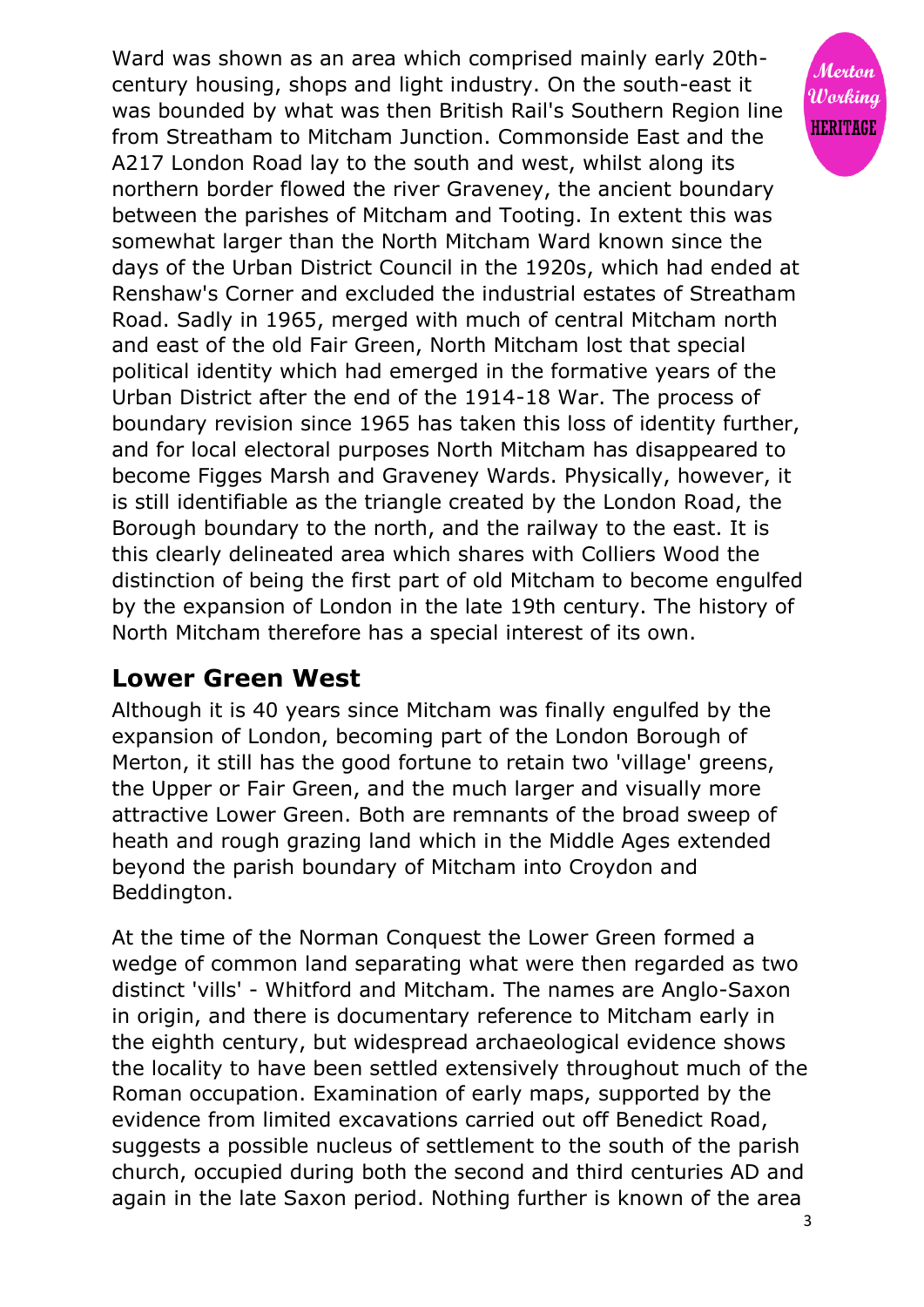Ward was shown as an area which comprised mainly early 20th-century housing, shops and light industry. On the south-east it was bounded by what was then British Rail's Southern Region line from Streatham to Mitcham Junction. Commonside East and the A217 London Road lay to the south and west, whilst along its northern border flowed the river Graveney, the ancient boundary between the parishes of Mitcham and Tooting. In extent this was somewhat larger than the North Mitcham Ward known since the days of the Urban District Council in the 1920s, which had ended at Renshaw's Corner and excluded the industrial estates of Streatham Road. Sadly in 1965, merged with much of central Mitcham north and east of the old Fair Green, North Mitcham lost that special political identity which had emerged in the formative years of the Urban District after the end of the 1914-18 War. The process of boundary revision since 1965 has taken this loss of identity further, and for local electoral purposes North Mitcham has disappeared to become Figges Marsh and Graveney Wards. Physically, however, it is still identifiable as the triangle created by the London Road, the Borough boundary to the north, and the railway to the east. It is this clearly delineated area which shares with Colliers Wood the distinction of being the first part of old Mitcham to become engulfed by the expansion of London in the late 19th century. The history of North Mitcham therefore has a special interest of its own.

## Lower Green West

Although it is 40 years since Mitcham was finally engulfed by the expansion of London, becoming part of the London Borough of Merton, it still has the good fortune to retain two 'village' greens, the Upper or Fair Green, and the much larger and visually more attractive Lower Green. Both are remnants of the broad sweep of heath and rough grazing land which in the Middle Ages extended beyond the parish boundary of Mitcham into Croydon and Beddington.

At the time of the Norman Conquest the Lower Green formed a wedge of common land separating what were then regarded as two distinct 'vills' - Whitford and Mitcham. The names are Anglo-Saxon in origin, and there is documentary reference to Mitcham early in the eighth century, but widespread archaeological evidence shows the locality to have been settled extensively throughout much of the Roman occupation. Examination of early maps, supported by the evidence from limited excavations carried out off Benedict Road, suggests a possible nucleus of settlement to the south of the parish church, occupied during both the second and third centuries AD and again in the late Saxon period. Nothing further is known of the area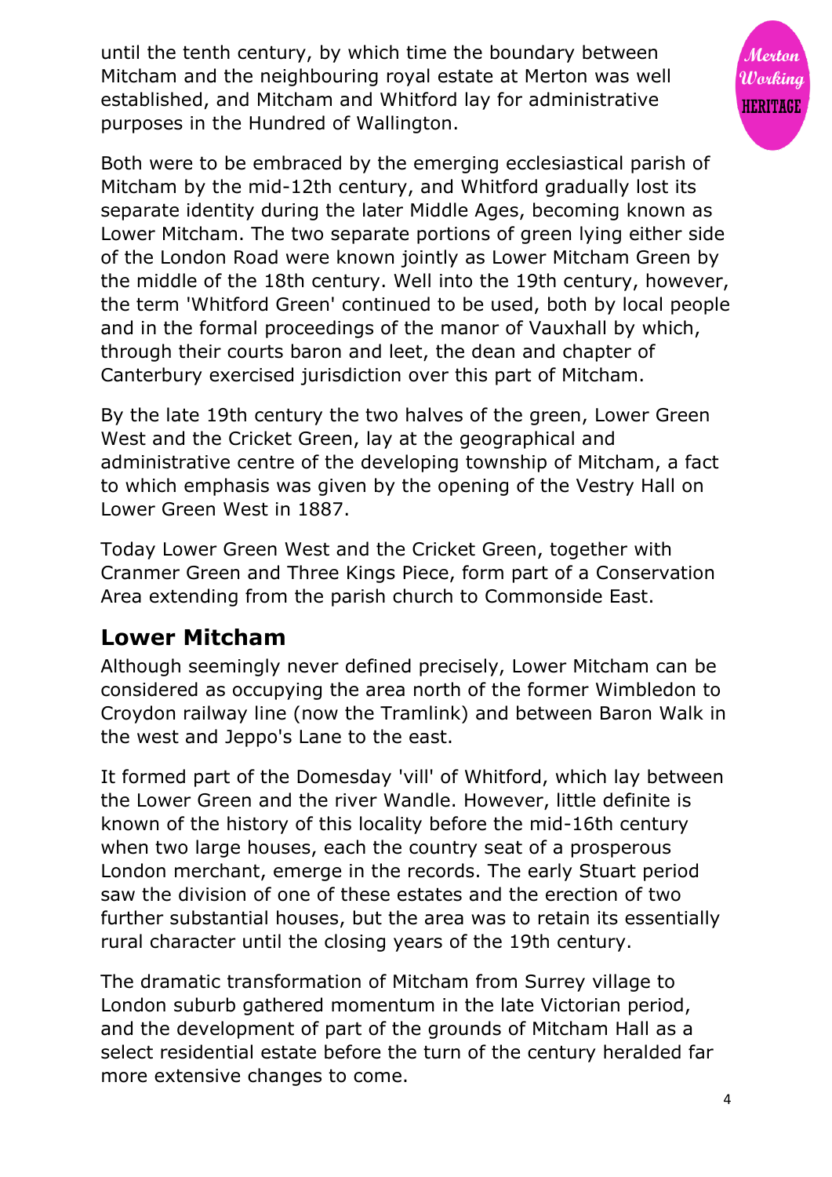until the tenth century, by which time the boundary between Mitcham and the neighbouring royal estate at Merton was well established, and Mitcham and Whitford lay for administrative purposes in the Hundred of Wallington.

Both were to be embraced by the emerging ecclesiastical parish of Mitcham by the mid-12th century, and Whitford gradually lost its separate identity during the later Middle Ages, becoming known as Lower Mitcham. The two separate portions of green lying either side of the London Road were known jointly as Lower Mitcham Green by the middle of the 18th century. Well into the 19th century, however, the term 'Whitford Green' continued to be used, both by local people and in the formal proceedings of the manor of Vauxhall by which, through their courts baron and leet, the dean and chapter of Canterbury exercised jurisdiction over this part of Mitcham.

By the late 19th century the two halves of the green, Lower Green West and the Cricket Green, lay at the geographical and administrative centre of the developing township of Mitcham, a fact to which emphasis was given by the opening of the Vestry Hall on Lower Green West in 1887.

Today Lower Green West and the Cricket Green, together with Cranmer Green and Three Kings Piece, form part of a Conservation Area extending from the parish church to Commonside East.

## Lower Mitcham

Although seemingly never defined precisely, Lower Mitcham can be considered as occupying the area north of the former Wimbledon to Croydon railway line (now the Tramlink) and between Baron Walk in the west and Jeppo's Lane to the east.

It formed part of the Domesday 'vill' of Whitford, which lay between the Lower Green and the river Wandle. However, little definite is known of the history of this locality before the mid-16th century when two large houses, each the country seat of a prosperous London merchant, emerge in the records. The early Stuart period saw the division of one of these estates and the erection of two further substantial houses, but the area was to retain its essentially rural character until the closing years of the 19th century.

The dramatic transformation of Mitcham from Surrey village to London suburb gathered momentum in the late Victorian period, and the development of part of the grounds of Mitcham Hall as a select residential estate before the turn of the century heralded far more extensive changes to come.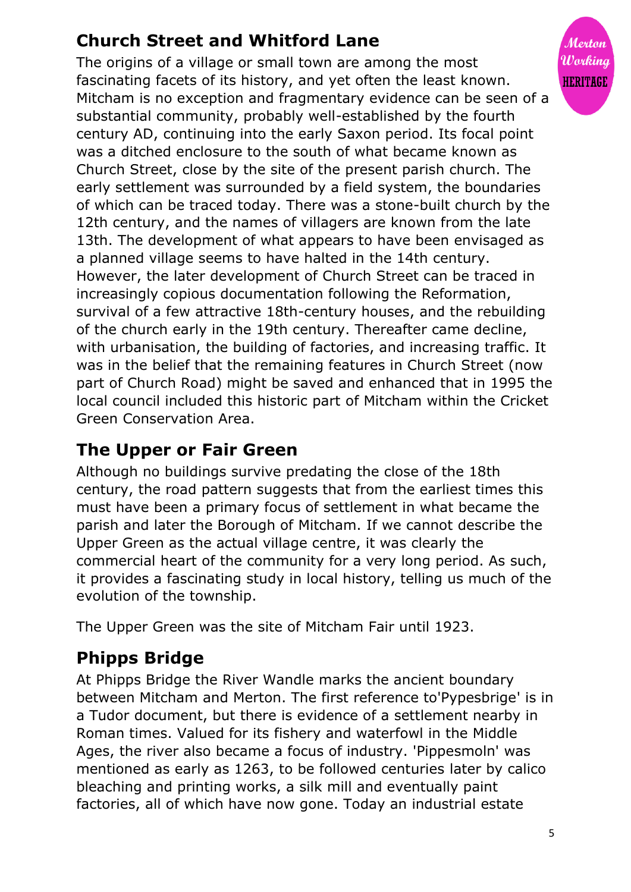## Church Street and Whitford Lane

The origins of a village or small town are among the most fascinating facets of its history, and yet often the least known. Mitcham is no exception and fragmentary evidence can be seen of a substantial community, probably well-established by the fourth century AD, continuing into the early Saxon period. Its focal point was a ditched enclosure to the south of what became known as Church Street, close by the site of the present parish church. The early settlement was surrounded by a field system, the boundaries of which can be traced today. There was a stone-built church by the 12th century, and the names of villagers are known from the late 13th. The development of what appears to have been envisaged as a planned village seems to have halted in the 14th century. However, the later development of Church Street can be traced in increasingly copious documentation following the Reformation, survival of a few attractive 18th-century houses, and the rebuilding of the church early in the 19th century. Thereafter came decline, with urbanisation, the building of factories, and increasing traffic. It was in the belief that the remaining features in Church Street (now part of Church Road) might be saved and enhanced that in 1995 the local council included this historic part of Mitcham within the Cricket Green Conservation Area.

## The Upper or Fair Green

Although no buildings survive predating the close of the 18th century, the road pattern suggests that from the earliest times this must have been a primary focus of settlement in what became the parish and later the Borough of Mitcham. If we cannot describe the Upper Green as the actual village centre, it was clearly the commercial heart of the community for a very long period. As such, it provides a fascinating study in local history, telling us much of the evolution of the township.

The Upper Green was the site of Mitcham Fair until 1923.

## Phipps Bridge

At Phipps Bridge the River Wandle marks the ancient boundary between Mitcham and Merton. The first reference to'Pypesbrige' is in a Tudor document, but there is evidence of a settlement nearby in Roman times. Valued for its fishery and waterfowl in the Middle Ages, the river also became a focus of industry. 'Pippesmoln' was mentioned as early as 1263, to be followed centuries later by calico bleaching and printing works, a silk mill and eventually paint factories, all of which have now gone. Today an industrial estate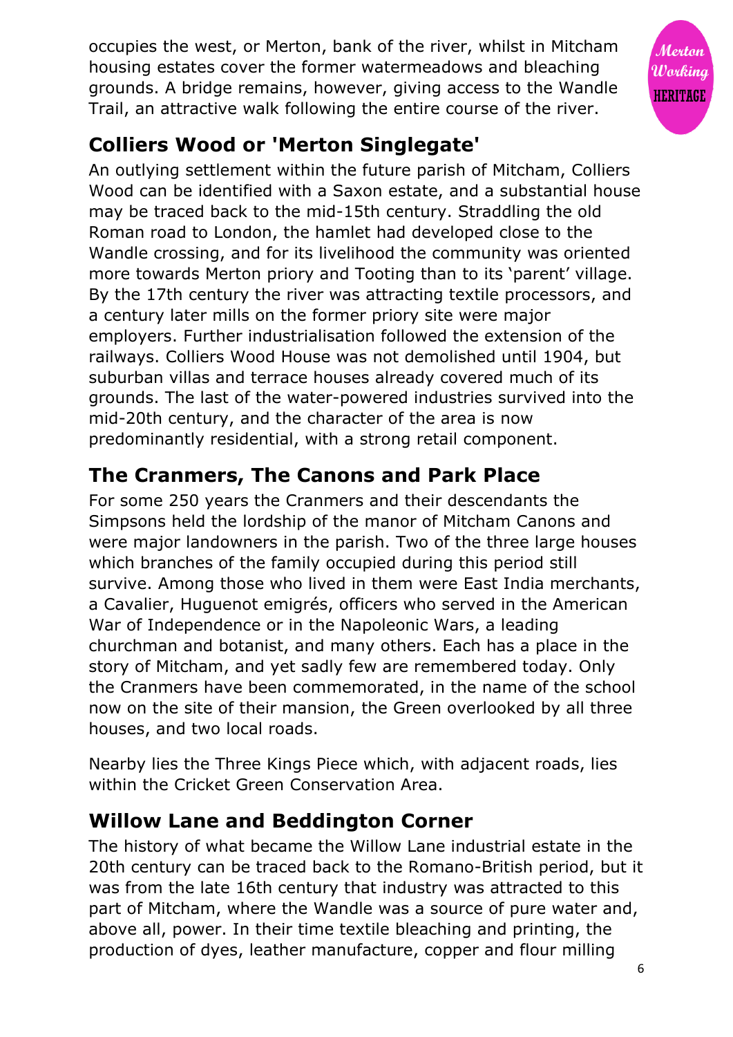occupies the west, or Merton, bank of the river, whilst in Mitcham housing estates cover the former watermeadows and bleaching grounds. A bridge remains, however, giving access to the Wandle Trail, an attractive walk following the entire course of the river.

## Colliers Wood or 'Merton Singlegate'

An outlying settlement within the future parish of Mitcham, Colliers Wood can be identified with a Saxon estate, and a substantial house may be traced back to the mid-15th century. Straddling the old Roman road to London, the hamlet had developed close to the Wandle crossing, and for its livelihood the community was oriented more towards Merton priory and Tooting than to its 'parent' village. By the 17th century the river was attracting textile processors, and a century later mills on the former priory site were major employers. Further industrialisation followed the extension of the railways. Colliers Wood House was not demolished until 1904, but suburban villas and terrace houses already covered much of its grounds. The last of the water-powered industries survived into the mid-20th century, and the character of the area is now predominantly residential, with a strong retail component.

## The Cranmers, The Canons and Park Place

For some 250 years the Cranmers and their descendants the Simpsons held the lordship of the manor of Mitcham Canons and were major landowners in the parish. Two of the three large houses which branches of the family occupied during this period still survive. Among those who lived in them were East India merchants, a Cavalier, Huguenot emigrés, officers who served in the American War of Independence or in the Napoleonic Wars, a leading churchman and botanist, and many others. Each has a place in the story of Mitcham, and yet sadly few are remembered today. Only the Cranmers have been commemorated, in the name of the school now on the site of their mansion, the Green overlooked by all three houses, and two local roads.

Nearby lies the Three Kings Piece which, with adjacent roads, lies within the Cricket Green Conservation Area.

## Willow Lane and Beddington Corner

The history of what became the Willow Lane industrial estate in the 20th century can be traced back to the Romano-British period, but it was from the late 16th century that industry was attracted to this part of Mitcham, where the Wandle was a source of pure water and, above all, power. In their time textile bleaching and printing, the production of dyes, leather manufacture, copper and flour milling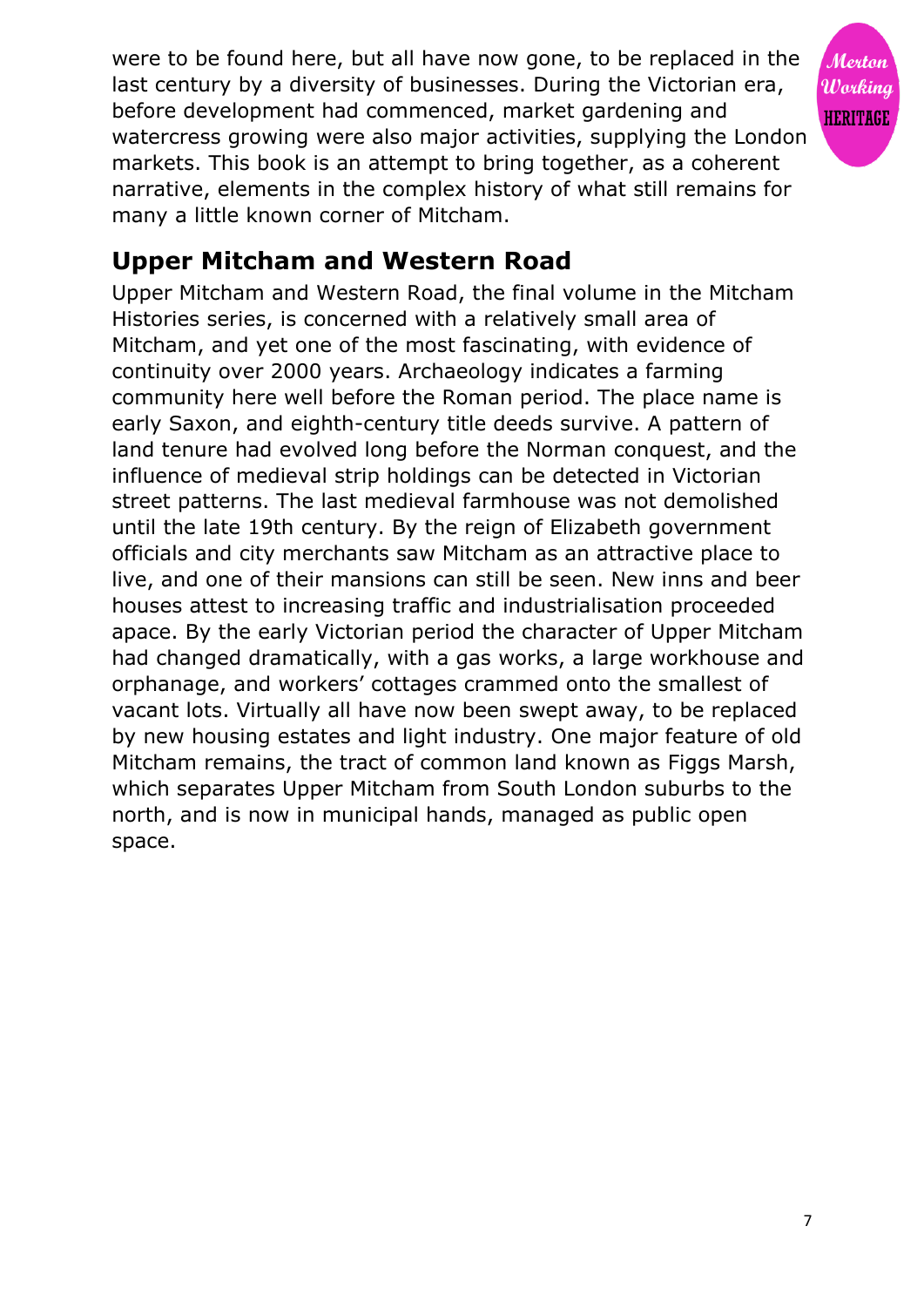were to be found here, but all have now gone, to be replaced in the last century by a diversity of businesses. During the Victorian era, before development had commenced, market gardening and watercress growing were also major activities, supplying the London markets. This book is an attempt to bring together, as a coherent narrative, elements in the complex history of what still remains for many a little known corner of Mitcham.

## Upper Mitcham and Western Road

Upper Mitcham and Western Road, the final volume in the Mitcham Histories series, is concerned with a relatively small area of Mitcham, and yet one of the most fascinating, with evidence of continuity over 2000 years. Archaeology indicates a farming community here well before the Roman period. The place name is early Saxon, and eighth-century title deeds survive. A pattern of land tenure had evolved long before the Norman conquest, and the influence of medieval strip holdings can be detected in Victorian street patterns. The last medieval farmhouse was not demolished until the late 19th century. By the reign of Elizabeth government officials and city merchants saw Mitcham as an attractive place to live, and one of their mansions can still be seen. New inns and beer houses attest to increasing traffic and industrialisation proceeded apace. By the early Victorian period the character of Upper Mitcham had changed dramatically, with a gas works, a large workhouse and orphanage, and workers' cottages crammed onto the smallest of vacant lots. Virtually all have now been swept away, to be replaced by new housing estates and light industry. One major feature of old Mitcham remains, the tract of common land known as Figgs Marsh, which separates Upper Mitcham from South London suburbs to the north, and is now in municipal hands, managed as public open space.